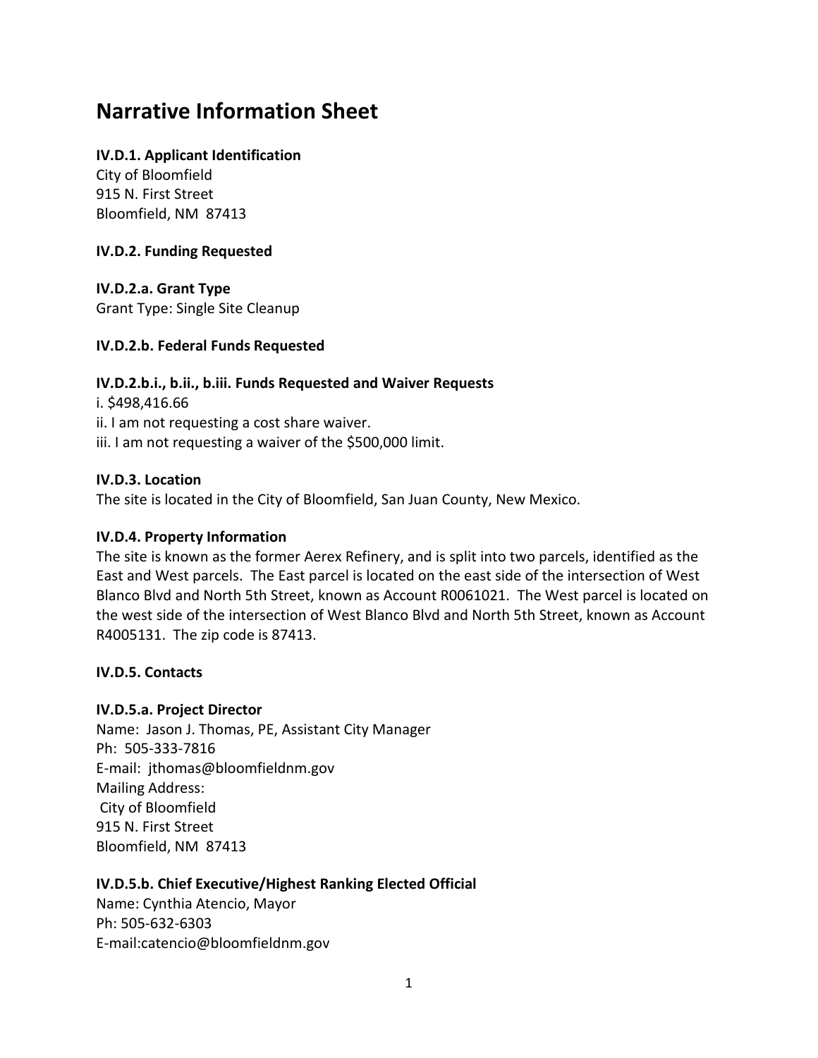# Narrative Information Sheet

### IV.D.1. Applicant Identification

City of Bloomfield
915 N. First Street
Bloomfield, NM 87413

### IV.D.2. Funding Requested

### IV.D.2.a. Grant Type

Grant Type: Single Site Cleanup

### IV.D.2.b. Federal Funds Requested

### IV.D.2.b.i., b.ii., b.iii. Funds Requested and Waiver Requests

i. $498,416.66
ii. I am not requesting a cost share waiver.
iii. I am not requesting a waiver of the $500,000 limit.

### IV.D.3. Location

The site is located in the City of Bloomfield, San Juan County, New Mexico.

### IV.D.4. Property Information

The site is known as the former Aerex Refinery, and is split into two parcels, identified as the East and West parcels. The East parcel is located on the east side of the intersection of West Blanco Blvd and North 5th Street, known as Account R0061021. The West parcel is located on the west side of the intersection of West Blanco Blvd and North 5th Street, known as Account R4005131. The zip code is 87413.

### IV.D.5. Contacts

### IV.D.5.a. Project Director

Name: Jason J. Thomas, PE, Assistant City Manager
Ph: 505-333-7816
E-mail: jthomas@bloomfieldnm.gov
Mailing Address:
City of Bloomfield
915 N. First Street
Bloomfield, NM 87413

### IV.D.5.b. Chief Executive/Highest Ranking Elected Official

Name: Cynthia Atencio, Mayor
Ph: 505-632-6303
E-mail:catencio@bloomfieldnm.gov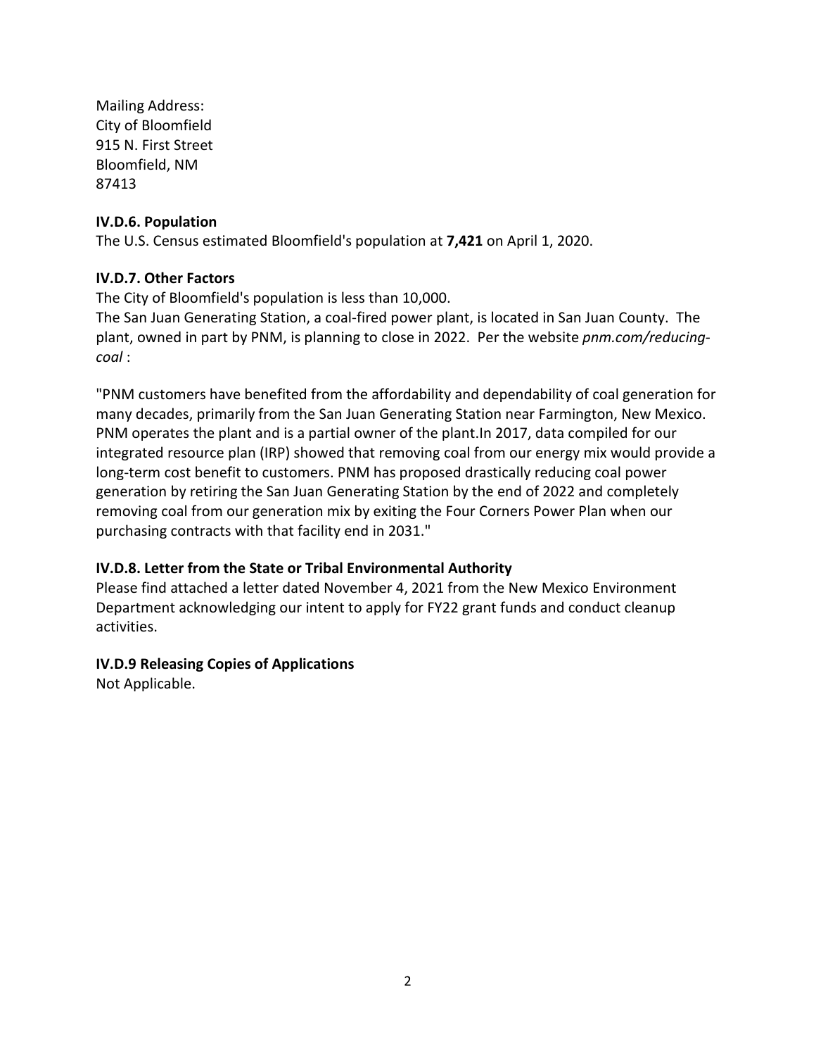Mailing Address:
City of Bloomfield
915 N. First Street
Bloomfield, NM
87413

**IV.D.6. Population**

The U.S. Census estimated Bloomfield's population at **7,421** on April 1, 2020.

**IV.D.7. Other Factors**

The City of Bloomfield's population is less than 10,000.
The San Juan Generating Station, a coal-fired power plant, is located in San Juan County. The plant, owned in part by PNM, is planning to close in 2022. Per the website *pnm.com/reducing-coal* :

"PNM customers have benefited from the affordability and dependability of coal generation for many decades, primarily from the San Juan Generating Station near Farmington, New Mexico. PNM operates the plant and is a partial owner of the plant.In 2017, data compiled for our integrated resource plan (IRP) showed that removing coal from our energy mix would provide a long-term cost benefit to customers. PNM has proposed drastically reducing coal power generation by retiring the San Juan Generating Station by the end of 2022 and completely removing coal from our generation mix by exiting the Four Corners Power Plan when our purchasing contracts with that facility end in 2031."

**IV.D.8. Letter from the State or Tribal Environmental Authority**

Please find attached a letter dated November 4, 2021 from the New Mexico Environment Department acknowledging our intent to apply for FY22 grant funds and conduct cleanup activities.

**IV.D.9 Releasing Copies of Applications**

Not Applicable.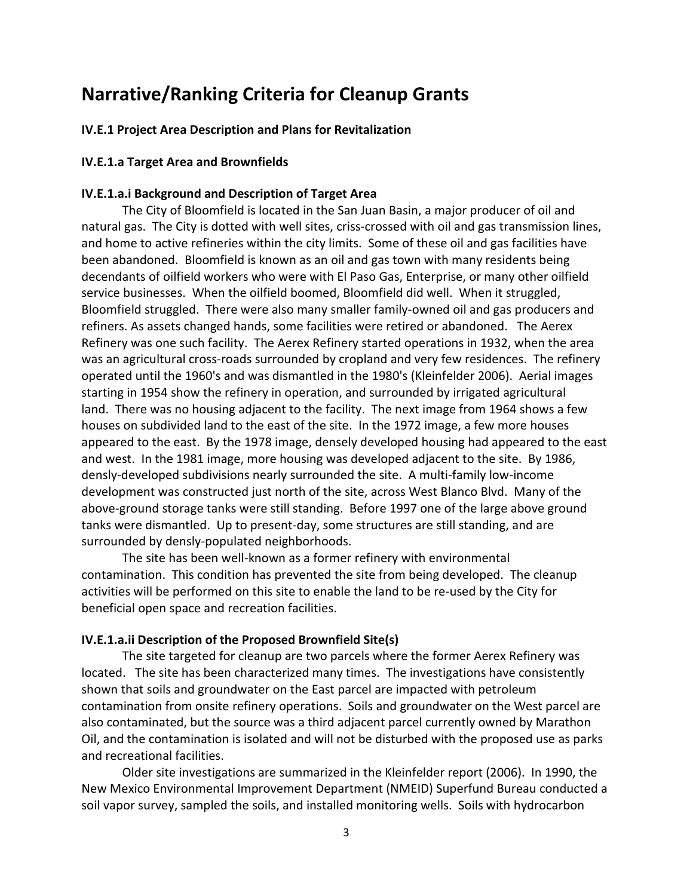# Narrative/Ranking Criteria for Cleanup Grants

### IV.E.1 Project Area Description and Plans for Revitalization

### IV.E.1.a Target Area and Brownfields

### IV.E.1.a.i Background and Description of Target Area

The City of Bloomfield is located in the San Juan Basin, a major producer of oil and natural gas. The City is dotted with well sites, criss-crossed with oil and gas transmission lines, and home to active refineries within the city limits. Some of these oil and gas facilities have been abandoned. Bloomfield is known as an oil and gas town with many residents being decendants of oilfield workers who were with El Paso Gas, Enterprise, or many other oilfield service businesses. When the oilfield boomed, Bloomfield did well. When it struggled, Bloomfield struggled. There were also many smaller family-owned oil and gas producers and refiners. As assets changed hands, some facilities were retired or abandoned. The Aerex Refinery was one such facility. The Aerex Refinery started operations in 1932, when the area was an agricultural cross-roads surrounded by cropland and very few residences. The refinery operated until the 1960's and was dismantled in the 1980's (Kleinfelder 2006). Aerial images starting in 1954 show the refinery in operation, and surrounded by irrigated agricultural land. There was no housing adjacent to the facility. The next image from 1964 shows a few houses on subdivided land to the east of the site. In the 1972 image, a few more houses appeared to the east. By the 1978 image, densely developed housing had appeared to the east and west. In the 1981 image, more housing was developed adjacent to the site. By 1986, densly-developed subdivisions nearly surrounded the site. A multi-family low-income development was constructed just north of the site, across West Blanco Blvd. Many of the above-ground storage tanks were still standing. Before 1997 one of the large above ground tanks were dismantled. Up to present-day, some structures are still standing, and are surrounded by densly-populated neighborhoods.

The site has been well-known as a former refinery with environmental contamination. This condition has prevented the site from being developed. The cleanup activities will be performed on this site to enable the land to be re-used by the City for beneficial open space and recreation facilities.

### IV.E.1.a.ii Description of the Proposed Brownfield Site(s)

The site targeted for cleanup are two parcels where the former Aerex Refinery was located. The site has been characterized many times. The investigations have consistently shown that soils and groundwater on the East parcel are impacted with petroleum contamination from onsite refinery operations. Soils and groundwater on the West parcel are also contaminated, but the source was a third adjacent parcel currently owned by Marathon Oil, and the contamination is isolated and will not be disturbed with the proposed use as parks and recreational facilities.

Older site investigations are summarized in the Kleinfelder report (2006). In 1990, the New Mexico Environmental Improvement Department (NMEID) Superfund Bureau conducted a soil vapor survey, sampled the soils, and installed monitoring wells. Soils with hydrocarbon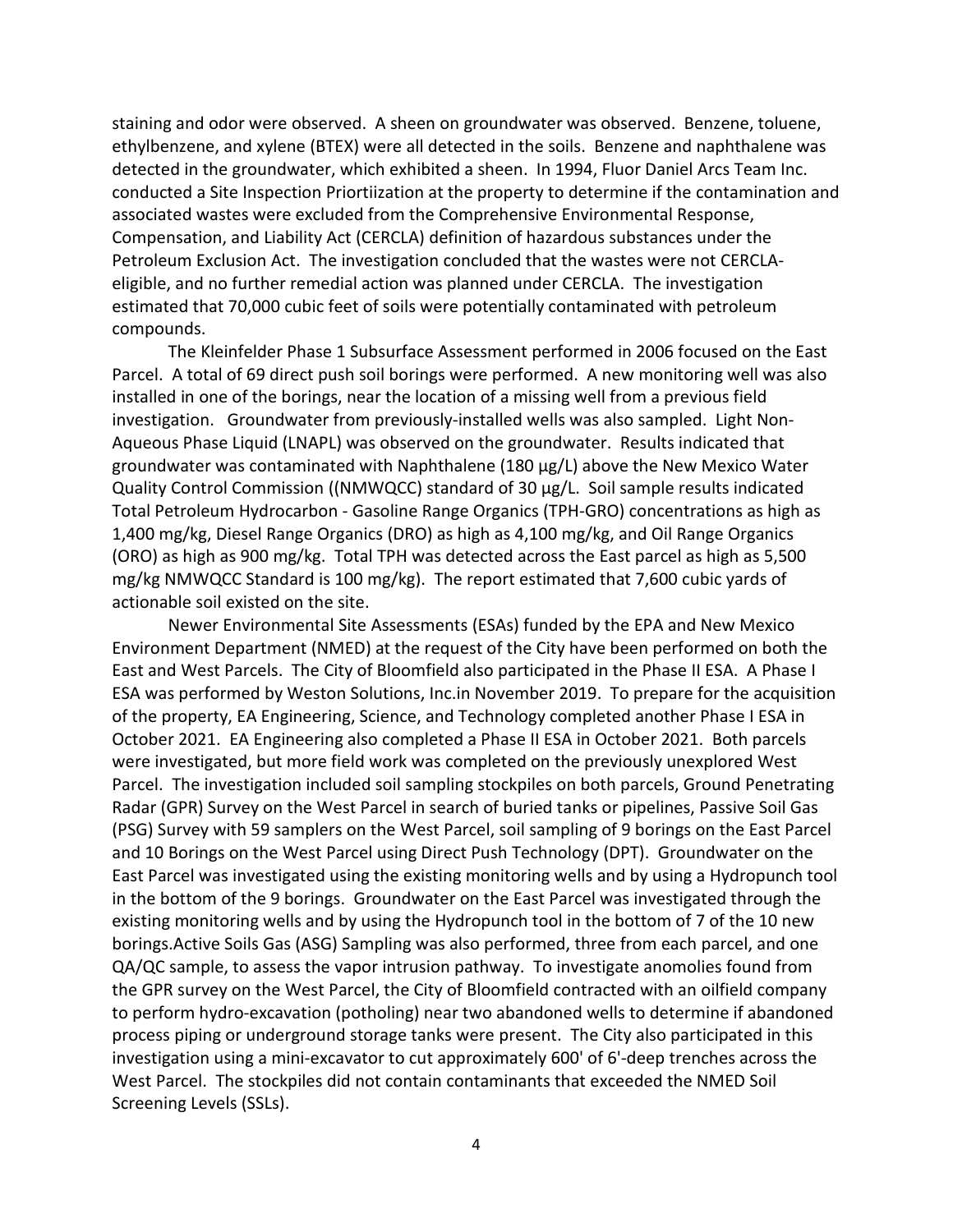staining and odor were observed. A sheen on groundwater was observed. Benzene, toluene, ethylbenzene, and xylene (BTEX) were all detected in the soils. Benzene and naphthalene was detected in the groundwater, which exhibited a sheen. In 1994, Fluor Daniel Arcs Team Inc. conducted a Site Inspection Priortiization at the property to determine if the contamination and associated wastes were excluded from the Comprehensive Environmental Response, Compensation, and Liability Act (CERCLA) definition of hazardous substances under the Petroleum Exclusion Act. The investigation concluded that the wastes were not CERCLA-eligible, and no further remedial action was planned under CERCLA. The investigation estimated that 70,000 cubic feet of soils were potentially contaminated with petroleum compounds.

The Kleinfelder Phase 1 Subsurface Assessment performed in 2006 focused on the East Parcel. A total of 69 direct push soil borings were performed. A new monitoring well was also installed in one of the borings, near the location of a missing well from a previous field investigation. Groundwater from previously-installed wells was also sampled. Light Non-Aqueous Phase Liquid (LNAPL) was observed on the groundwater. Results indicated that groundwater was contaminated with Naphthalene (180 µg/L) above the New Mexico Water Quality Control Commission ((NMWQCC) standard of 30 µg/L. Soil sample results indicated Total Petroleum Hydrocarbon - Gasoline Range Organics (TPH-GRO) concentrations as high as 1,400 mg/kg, Diesel Range Organics (DRO) as high as 4,100 mg/kg, and Oil Range Organics (ORO) as high as 900 mg/kg. Total TPH was detected across the East parcel as high as 5,500 mg/kg NMWQCC Standard is 100 mg/kg). The report estimated that 7,600 cubic yards of actionable soil existed on the site.

Newer Environmental Site Assessments (ESAs) funded by the EPA and New Mexico Environment Department (NMED) at the request of the City have been performed on both the East and West Parcels. The City of Bloomfield also participated in the Phase II ESA. A Phase I ESA was performed by Weston Solutions, Inc.in November 2019. To prepare for the acquisition of the property, EA Engineering, Science, and Technology completed another Phase I ESA in October 2021. EA Engineering also completed a Phase II ESA in October 2021. Both parcels were investigated, but more field work was completed on the previously unexplored West Parcel. The investigation included soil sampling stockpiles on both parcels, Ground Penetrating Radar (GPR) Survey on the West Parcel in search of buried tanks or pipelines, Passive Soil Gas (PSG) Survey with 59 samplers on the West Parcel, soil sampling of 9 borings on the East Parcel and 10 Borings on the West Parcel using Direct Push Technology (DPT). Groundwater on the East Parcel was investigated using the existing monitoring wells and by using a Hydropunch tool in the bottom of the 9 borings. Groundwater on the East Parcel was investigated through the existing monitoring wells and by using the Hydropunch tool in the bottom of 7 of the 10 new borings.Active Soils Gas (ASG) Sampling was also performed, three from each parcel, and one QA/QC sample, to assess the vapor intrusion pathway. To investigate anomolies found from the GPR survey on the West Parcel, the City of Bloomfield contracted with an oilfield company to perform hydro-excavation (potholing) near two abandoned wells to determine if abandoned process piping or underground storage tanks were present. The City also participated in this investigation using a mini-excavator to cut approximately 600' of 6'-deep trenches across the West Parcel. The stockpiles did not contain contaminants that exceeded the NMED Soil Screening Levels (SSLs).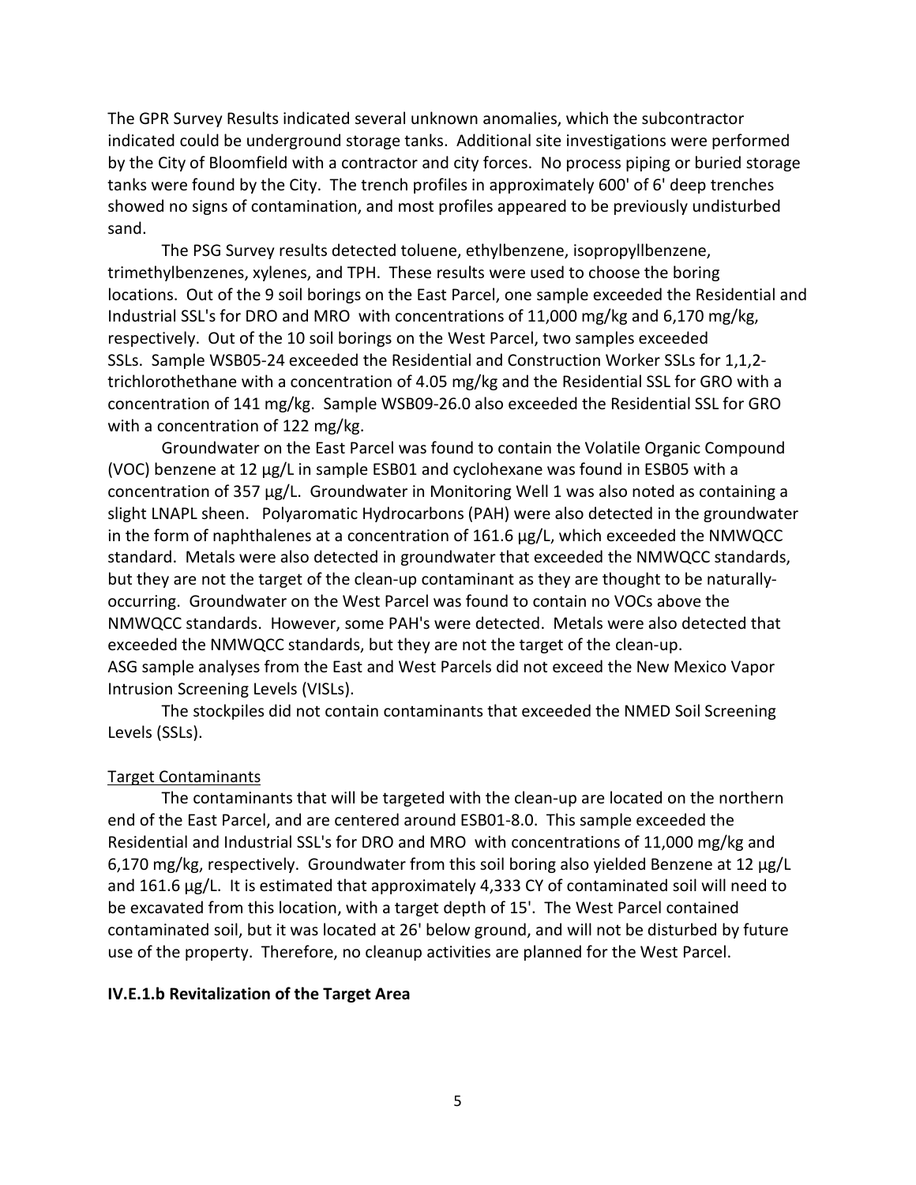The GPR Survey Results indicated several unknown anomalies, which the subcontractor indicated could be underground storage tanks. Additional site investigations were performed by the City of Bloomfield with a contractor and city forces. No process piping or buried storage tanks were found by the City. The trench profiles in approximately 600' of 6' deep trenches showed no signs of contamination, and most profiles appeared to be previously undisturbed sand.

The PSG Survey results detected toluene, ethylbenzene, isopropyllbenzene, trimethylbenzenes, xylenes, and TPH. These results were used to choose the boring locations. Out of the 9 soil borings on the East Parcel, one sample exceeded the Residential and Industrial SSL's for DRO and MRO with concentrations of 11,000 mg/kg and 6,170 mg/kg, respectively. Out of the 10 soil borings on the West Parcel, two samples exceeded SSLs. Sample WSB05-24 exceeded the Residential and Construction Worker SSLs for 1,1,2-trichlorothethane with a concentration of 4.05 mg/kg and the Residential SSL for GRO with a concentration of 141 mg/kg. Sample WSB09-26.0 also exceeded the Residential SSL for GRO with a concentration of 122 mg/kg.

Groundwater on the East Parcel was found to contain the Volatile Organic Compound (VOC) benzene at 12 µg/L in sample ESB01 and cyclohexane was found in ESB05 with a concentration of 357 µg/L. Groundwater in Monitoring Well 1 was also noted as containing a slight LNAPL sheen. Polyaromatic Hydrocarbons (PAH) were also detected in the groundwater in the form of naphthalenes at a concentration of 161.6 µg/L, which exceeded the NMWQCC standard. Metals were also detected in groundwater that exceeded the NMWQCC standards, but they are not the target of the clean-up contaminant as they are thought to be naturally-occurring. Groundwater on the West Parcel was found to contain no VOCs above the NMWQCC standards. However, some PAH's were detected. Metals were also detected that exceeded the NMWQCC standards, but they are not the target of the clean-up.
ASG sample analyses from the East and West Parcels did not exceed the New Mexico Vapor Intrusion Screening Levels (VISLs).

The stockpiles did not contain contaminants that exceeded the NMED Soil Screening Levels (SSLs).

Target Contaminants

The contaminants that will be targeted with the clean-up are located on the northern end of the East Parcel, and are centered around ESB01-8.0. This sample exceeded the Residential and Industrial SSL's for DRO and MRO with concentrations of 11,000 mg/kg and 6,170 mg/kg, respectively. Groundwater from this soil boring also yielded Benzene at 12 µg/L and 161.6 µg/L. It is estimated that approximately 4,333 CY of contaminated soil will need to be excavated from this location, with a target depth of 15'. The West Parcel contained contaminated soil, but it was located at 26' below ground, and will not be disturbed by future use of the property. Therefore, no cleanup activities are planned for the West Parcel.

**IV.E.1.b Revitalization of the Target Area**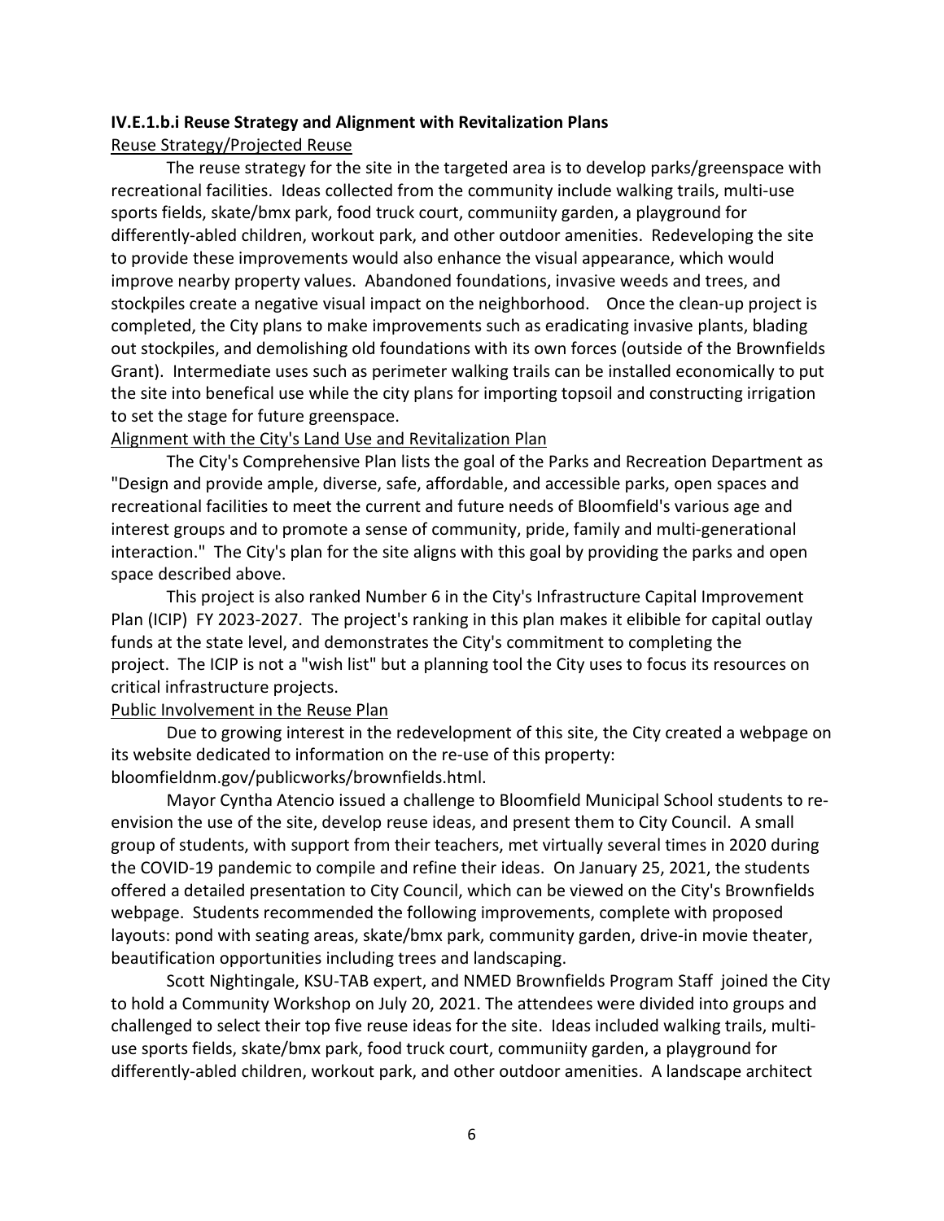**IV.E.1.b.i Reuse Strategy and Alignment with Revitalization Plans**

<u>Reuse Strategy/Projected Reuse</u>

The reuse strategy for the site in the targeted area is to develop parks/greenspace with recreational facilities. Ideas collected from the community include walking trails, multi-use sports fields, skate/bmx park, food truck court, communiity garden, a playground for differently-abled children, workout park, and other outdoor amenities. Redeveloping the site to provide these improvements would also enhance the visual appearance, which would improve nearby property values. Abandoned foundations, invasive weeds and trees, and stockpiles create a negative visual impact on the neighborhood. Once the clean-up project is completed, the City plans to make improvements such as eradicating invasive plants, blading out stockpiles, and demolishing old foundations with its own forces (outside of the Brownfields Grant). Intermediate uses such as perimeter walking trails can be installed economically to put the site into benefical use while the city plans for importing topsoil and constructing irrigation to set the stage for future greenspace.

<u>Alignment with the City's Land Use and Revitalization Plan</u>

The City's Comprehensive Plan lists the goal of the Parks and Recreation Department as "Design and provide ample, diverse, safe, affordable, and accessible parks, open spaces and recreational facilities to meet the current and future needs of Bloomfield's various age and interest groups and to promote a sense of community, pride, family and multi-generational interaction." The City's plan for the site aligns with this goal by providing the parks and open space described above.

This project is also ranked Number 6 in the City's Infrastructure Capital Improvement Plan (ICIP) FY 2023-2027. The project's ranking in this plan makes it elibible for capital outlay funds at the state level, and demonstrates the City's commitment to completing the project. The ICIP is not a "wish list" but a planning tool the City uses to focus its resources on critical infrastructure projects.

<u>Public Involvement in the Reuse Plan</u>

Due to growing interest in the redevelopment of this site, the City created a webpage on its website dedicated to information on the re-use of this property: bloomfieldnm.gov/publicworks/brownfields.html.

Mayor Cyntha Atencio issued a challenge to Bloomfield Municipal School students to re-envision the use of the site, develop reuse ideas, and present them to City Council. A small group of students, with support from their teachers, met virtually several times in 2020 during the COVID-19 pandemic to compile and refine their ideas. On January 25, 2021, the students offered a detailed presentation to City Council, which can be viewed on the City's Brownfields webpage. Students recommended the following improvements, complete with proposed layouts: pond with seating areas, skate/bmx park, community garden, drive-in movie theater, beautification opportunities including trees and landscaping.

Scott Nightingale, KSU-TAB expert, and NMED Brownfields Program Staff joined the City to hold a Community Workshop on July 20, 2021. The attendees were divided into groups and challenged to select their top five reuse ideas for the site. Ideas included walking trails, multi-use sports fields, skate/bmx park, food truck court, communiity garden, a playground for differently-abled children, workout park, and other outdoor amenities. A landscape architect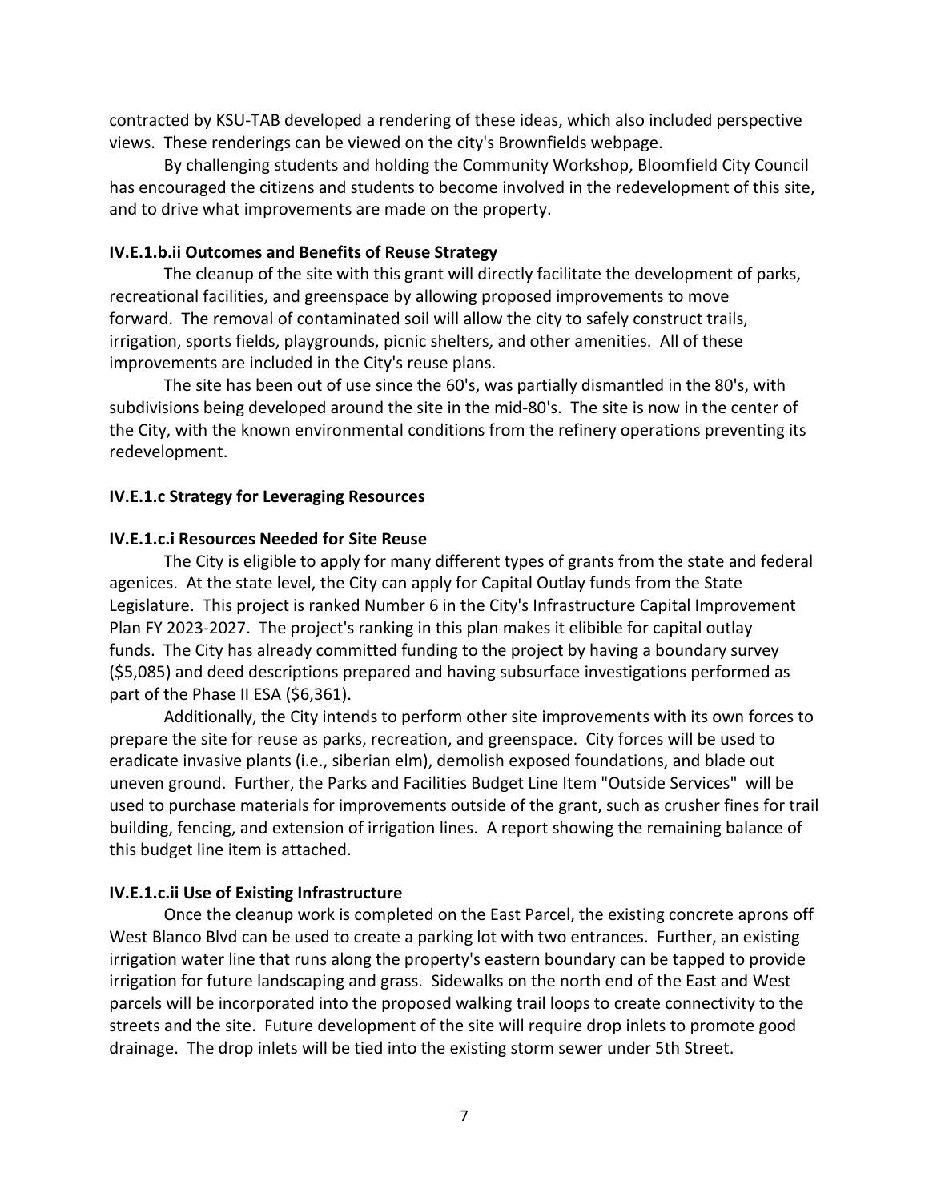contracted by KSU-TAB developed a rendering of these ideas, which also included perspective views. These renderings can be viewed on the city's Brownfields webpage.

By challenging students and holding the Community Workshop, Bloomfield City Council has encouraged the citizens and students to become involved in the redevelopment of this site, and to drive what improvements are made on the property.

**IV.E.1.b.ii Outcomes and Benefits of Reuse Strategy**

The cleanup of the site with this grant will directly facilitate the development of parks, recreational facilities, and greenspace by allowing proposed improvements to move forward. The removal of contaminated soil will allow the city to safely construct trails, irrigation, sports fields, playgrounds, picnic shelters, and other amenities. All of these improvements are included in the City's reuse plans.

The site has been out of use since the 60's, was partially dismantled in the 80's, with subdivisions being developed around the site in the mid-80's. The site is now in the center of the City, with the known environmental conditions from the refinery operations preventing its redevelopment.

**IV.E.1.c Strategy for Leveraging Resources**

**IV.E.1.c.i Resources Needed for Site Reuse**

The City is eligible to apply for many different types of grants from the state and federal agenices. At the state level, the City can apply for Capital Outlay funds from the State Legislature. This project is ranked Number 6 in the City's Infrastructure Capital Improvement Plan FY 2023-2027. The project's ranking in this plan makes it elibible for capital outlay funds. The City has already committed funding to the project by having a boundary survey ($5,085) and deed descriptions prepared and having subsurface investigations performed as part of the Phase II ESA ($6,361).

Additionally, the City intends to perform other site improvements with its own forces to prepare the site for reuse as parks, recreation, and greenspace. City forces will be used to eradicate invasive plants (i.e., siberian elm), demolish exposed foundations, and blade out uneven ground. Further, the Parks and Facilities Budget Line Item "Outside Services" will be used to purchase materials for improvements outside of the grant, such as crusher fines for trail building, fencing, and extension of irrigation lines. A report showing the remaining balance of this budget line item is attached.

**IV.E.1.c.ii Use of Existing Infrastructure**

Once the cleanup work is completed on the East Parcel, the existing concrete aprons off West Blanco Blvd can be used to create a parking lot with two entrances. Further, an existing irrigation water line that runs along the property's eastern boundary can be tapped to provide irrigation for future landscaping and grass. Sidewalks on the north end of the East and West parcels will be incorporated into the proposed walking trail loops to create connectivity to the streets and the site. Future development of the site will require drop inlets to promote good drainage. The drop inlets will be tied into the existing storm sewer under 5th Street.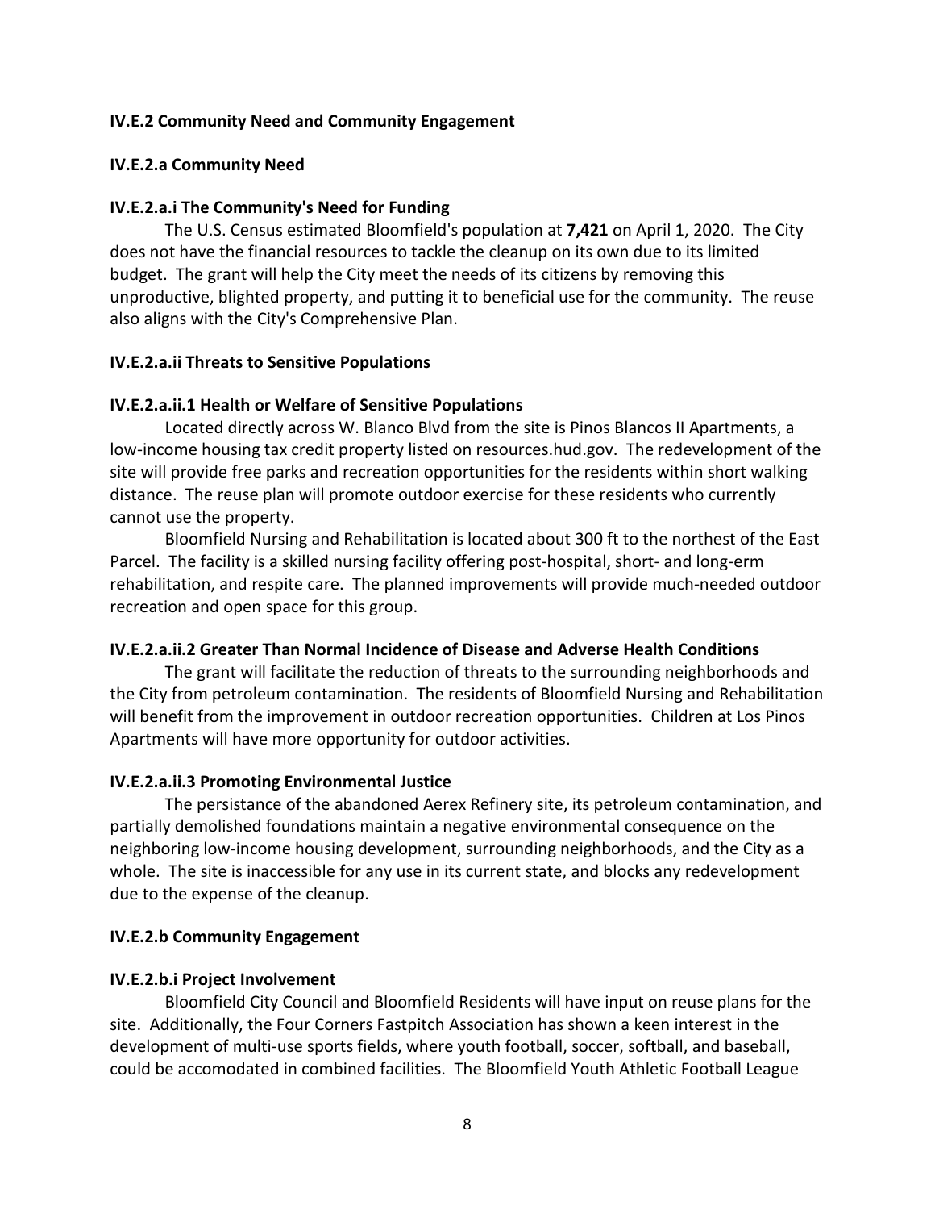**IV.E.2 Community Need and Community Engagement**

**IV.E.2.a Community Need**

**IV.E.2.a.i The Community's Need for Funding**

The U.S. Census estimated Bloomfield's population at **7,421** on April 1, 2020. The City does not have the financial resources to tackle the cleanup on its own due to its limited budget. The grant will help the City meet the needs of its citizens by removing this unproductive, blighted property, and putting it to beneficial use for the community. The reuse also aligns with the City's Comprehensive Plan.

**IV.E.2.a.ii Threats to Sensitive Populations**

**IV.E.2.a.ii.1 Health or Welfare of Sensitive Populations**

Located directly across W. Blanco Blvd from the site is Pinos Blancos II Apartments, a low-income housing tax credit property listed on resources.hud.gov. The redevelopment of the site will provide free parks and recreation opportunities for the residents within short walking distance. The reuse plan will promote outdoor exercise for these residents who currently cannot use the property.

Bloomfield Nursing and Rehabilitation is located about 300 ft to the northest of the East Parcel. The facility is a skilled nursing facility offering post-hospital, short- and long-erm rehabilitation, and respite care. The planned improvements will provide much-needed outdoor recreation and open space for this group.

**IV.E.2.a.ii.2 Greater Than Normal Incidence of Disease and Adverse Health Conditions**

The grant will facilitate the reduction of threats to the surrounding neighborhoods and the City from petroleum contamination. The residents of Bloomfield Nursing and Rehabilitation will benefit from the improvement in outdoor recreation opportunities. Children at Los Pinos Apartments will have more opportunity for outdoor activities.

**IV.E.2.a.ii.3 Promoting Environmental Justice**

The persistance of the abandoned Aerex Refinery site, its petroleum contamination, and partially demolished foundations maintain a negative environmental consequence on the neighboring low-income housing development, surrounding neighborhoods, and the City as a whole. The site is inaccessible for any use in its current state, and blocks any redevelopment due to the expense of the cleanup.

**IV.E.2.b Community Engagement**

**IV.E.2.b.i Project Involvement**

Bloomfield City Council and Bloomfield Residents will have input on reuse plans for the site. Additionally, the Four Corners Fastpitch Association has shown a keen interest in the development of multi-use sports fields, where youth football, soccer, softball, and baseball, could be accomodated in combined facilities. The Bloomfield Youth Athletic Football League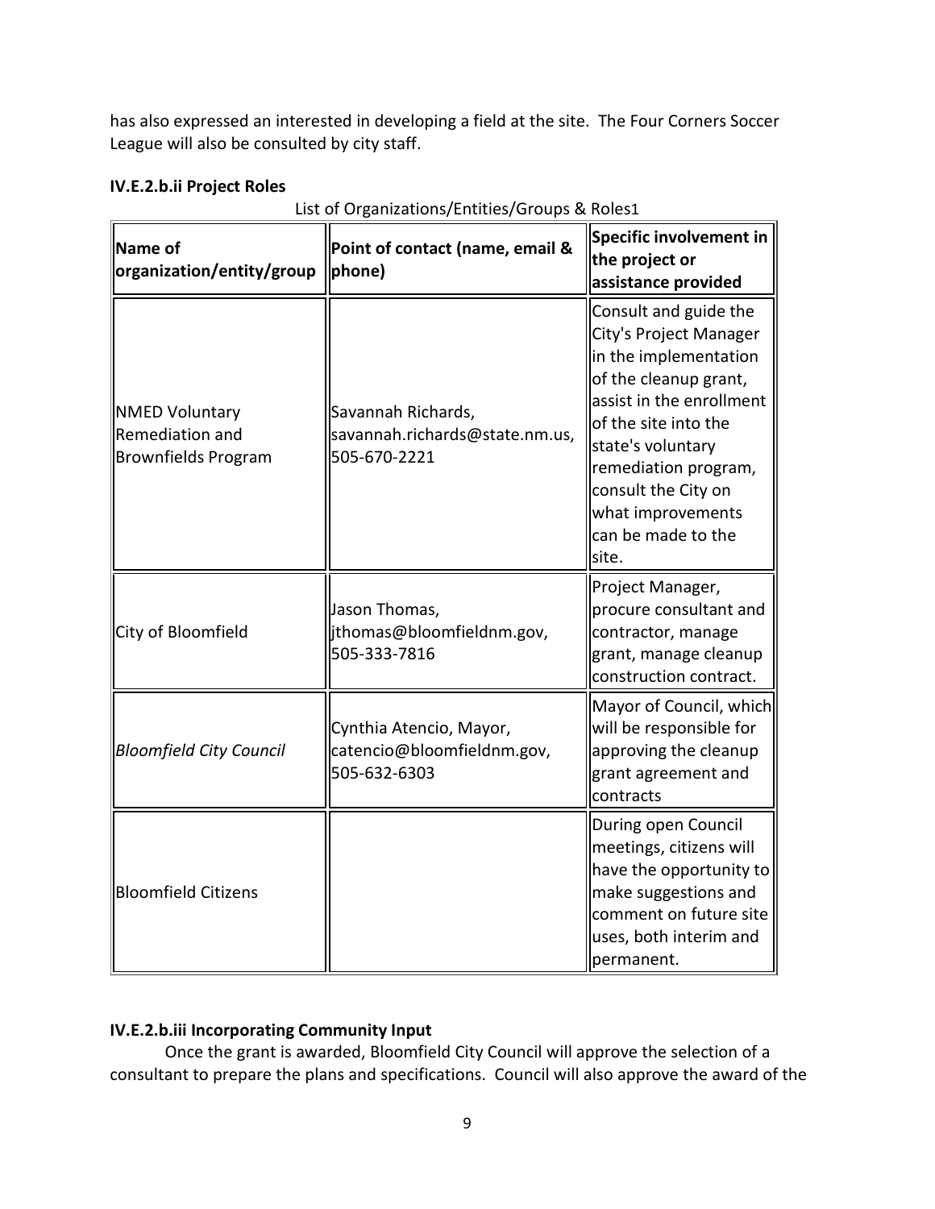has also expressed an interested in developing a field at the site. The Four Corners Soccer League will also be consulted by city staff.

**IV.E.2.b.ii Project Roles**

List of Organizations/Entities/Groups & Roles1

| Name of organization/entity/group | Point of contact (name, email & phone) | Specific involvement in the project or assistance provided |
|---|---|---|
| NMED Voluntary Remediation and Brownfields Program | Savannah Richards, savannah.richards@state.nm.us, 505-670-2221 | Consult and guide the City's Project Manager in the implementation of the cleanup grant, assist in the enrollment of the site into the state's voluntary remediation program, consult the City on what improvements can be made to the site. |
| City of Bloomfield | Jason Thomas, jthomas@bloomfieldnm.gov, 505-333-7816 | Project Manager, procure consultant and contractor, manage grant, manage cleanup construction contract. |
| *Bloomfield City Council* | Cynthia Atencio, Mayor, catencio@bloomfieldnm.gov, 505-632-6303 | Mayor of Council, which will be responsible for approving the cleanup grant agreement and contracts |
| Bloomfield Citizens | | During open Council meetings, citizens will have the opportunity to make suggestions and comment on future site uses, both interim and permanent. |

**IV.E.2.b.iii Incorporating Community Input**

Once the grant is awarded, Bloomfield City Council will approve the selection of a consultant to prepare the plans and specifications. Council will also approve the award of the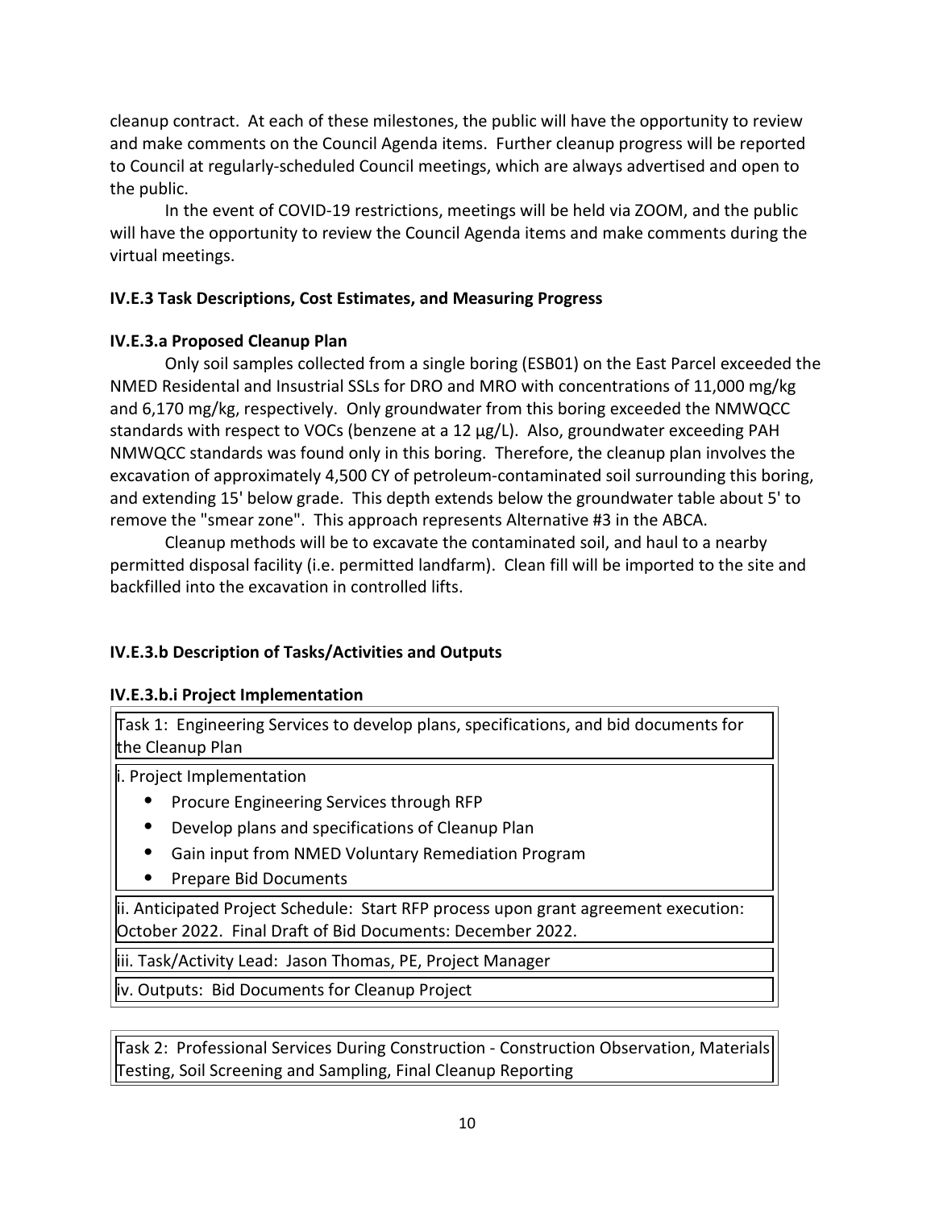cleanup contract. At each of these milestones, the public will have the opportunity to review and make comments on the Council Agenda items. Further cleanup progress will be reported to Council at regularly-scheduled Council meetings, which are always advertised and open to the public.

In the event of COVID-19 restrictions, meetings will be held via ZOOM, and the public will have the opportunity to review the Council Agenda items and make comments during the virtual meetings.

### IV.E.3 Task Descriptions, Cost Estimates, and Measuring Progress

### IV.E.3.a Proposed Cleanup Plan

Only soil samples collected from a single boring (ESB01) on the East Parcel exceeded the NMED Residental and Insustrial SSLs for DRO and MRO with concentrations of 11,000 mg/kg and 6,170 mg/kg, respectively. Only groundwater from this boring exceeded the NMWQCC standards with respect to VOCs (benzene at a 12 µg/L). Also, groundwater exceeding PAH NMWQCC standards was found only in this boring. Therefore, the cleanup plan involves the excavation of approximately 4,500 CY of petroleum-contaminated soil surrounding this boring, and extending 15' below grade. This depth extends below the groundwater table about 5' to remove the "smear zone". This approach represents Alternative #3 in the ABCA.

Cleanup methods will be to excavate the contaminated soil, and haul to a nearby permitted disposal facility (i.e. permitted landfarm). Clean fill will be imported to the site and backfilled into the excavation in controlled lifts.

### IV.E.3.b Description of Tasks/Activities and Outputs

### IV.E.3.b.i Project Implementation

| Task 1: Engineering Services to develop plans, specifications, and bid documents for the Cleanup Plan |
|---|
| i. Project Implementation<br>• Procure Engineering Services through RFP<br>• Develop plans and specifications of Cleanup Plan<br>• Gain input from NMED Voluntary Remediation Program<br>• Prepare Bid Documents |
| ii. Anticipated Project Schedule: Start RFP process upon grant agreement execution: October 2022. Final Draft of Bid Documents: December 2022. |
| iii. Task/Activity Lead: Jason Thomas, PE, Project Manager |
| iv. Outputs: Bid Documents for Cleanup Project |

| Task 2: Professional Services During Construction - Construction Observation, Materials Testing, Soil Screening and Sampling, Final Cleanup Reporting |
|---|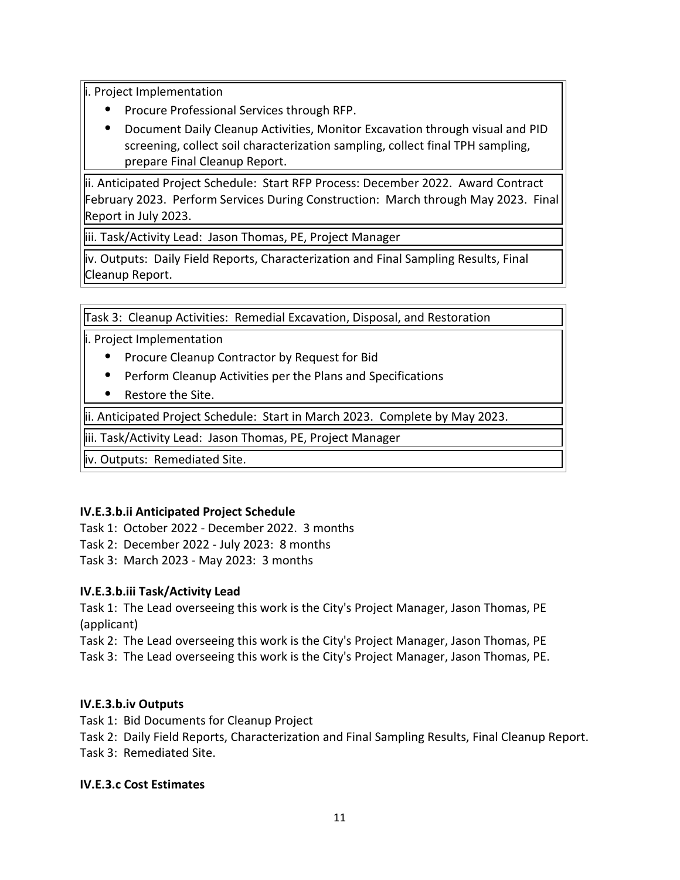| i. Project Implementation<br>• Procure Professional Services through RFP.<br>• Document Daily Cleanup Activities, Monitor Excavation through visual and PID screening, collect soil characterization sampling, collect final TPH sampling, prepare Final Cleanup Report. |
|---|
| ii. Anticipated Project Schedule: Start RFP Process: December 2022. Award Contract February 2023. Perform Services During Construction: March through May 2023. Final Report in July 2023. |
| iii. Task/Activity Lead: Jason Thomas, PE, Project Manager |
| iv. Outputs: Daily Field Reports, Characterization and Final Sampling Results, Final Cleanup Report. |

| Task 3: Cleanup Activities: Remedial Excavation, Disposal, and Restoration |
|---|
| i. Project Implementation<br>• Procure Cleanup Contractor by Request for Bid<br>• Perform Cleanup Activities per the Plans and Specifications<br>• Restore the Site. |
| ii. Anticipated Project Schedule: Start in March 2023. Complete by May 2023. |
| iii. Task/Activity Lead: Jason Thomas, PE, Project Manager |
| iv. Outputs: Remediated Site. |

**IV.E.3.b.ii Anticipated Project Schedule**

Task 1: October 2022 - December 2022. 3 months

Task 2: December 2022 - July 2023: 8 months

Task 3: March 2023 - May 2023: 3 months

**IV.E.3.b.iii Task/Activity Lead**

Task 1: The Lead overseeing this work is the City's Project Manager, Jason Thomas, PE (applicant)

Task 2: The Lead overseeing this work is the City's Project Manager, Jason Thomas, PE

Task 3: The Lead overseeing this work is the City's Project Manager, Jason Thomas, PE.

**IV.E.3.b.iv Outputs**

Task 1: Bid Documents for Cleanup Project

Task 2: Daily Field Reports, Characterization and Final Sampling Results, Final Cleanup Report.

Task 3: Remediated Site.

**IV.E.3.c Cost Estimates**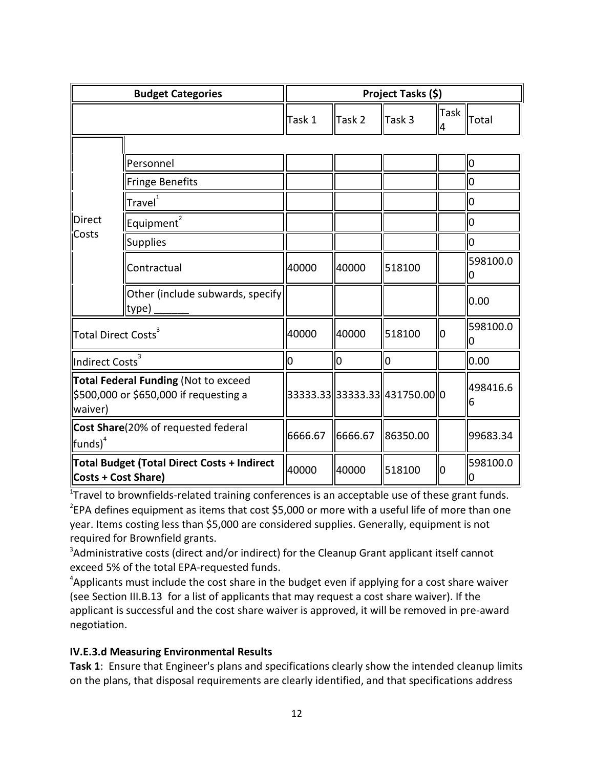| Budget Categories | | Project Tasks ($) | | | | |
|---|---|---|---|---|---|---|
| | | Task 1 | Task 2 | Task 3 | Task 4 | Total |
| Direct Costs | Personnel | | | | | 0 |
| | Fringe Benefits | | | | | 0 |
| | Travel[1] | | | | | 0 |
| | Equipment[2] | | | | | 0 |
| | Supplies | | | | | 0 |
| | Contractual | 40000 | 40000 | 518100 | | 598100.00 |
| | Other (include subwards, specify type) ______ | | | | | 0.00 |
| Total Direct Costs[3] | | 40000 | 40000 | 518100 | 0 | 598100.00 |
| Indirect Costs[3] | | 0 | 0 | 0 | | 0.00 |
| **Total Federal Funding** (Not to exceed $500,000 or $650,000 if requesting a waiver) | | 33333.33 | 33333.33 | 431750.00 | 0 | 498416.66 |
| **Cost Share**(20% of requested federal funds)[4] | | 6666.67 | 6666.67 | 86350.00 | | 99683.34 |
| **Total Budget (Total Direct Costs + Indirect Costs + Cost Share)** | | 40000 | 40000 | 518100 | 0 | 598100.00 |

[1]Travel to brownfields-related training conferences is an acceptable use of these grant funds.
[2]EPA defines equipment as items that cost $5,000 or more with a useful life of more than one year. Items costing less than $5,000 are considered supplies. Generally, equipment is not required for Brownfield grants.
[3]Administrative costs (direct and/or indirect) for the Cleanup Grant applicant itself cannot exceed 5% of the total EPA-requested funds.
[4]Applicants must include the cost share in the budget even if applying for a cost share waiver (see Section III.B.13 for a list of applicants that may request a cost share waiver). If the applicant is successful and the cost share waiver is approved, it will be removed in pre-award negotiation.

### IV.E.3.d Measuring Environmental Results

**Task 1**: Ensure that Engineer's plans and specifications clearly show the intended cleanup limits on the plans, that disposal requirements are clearly identified, and that specifications address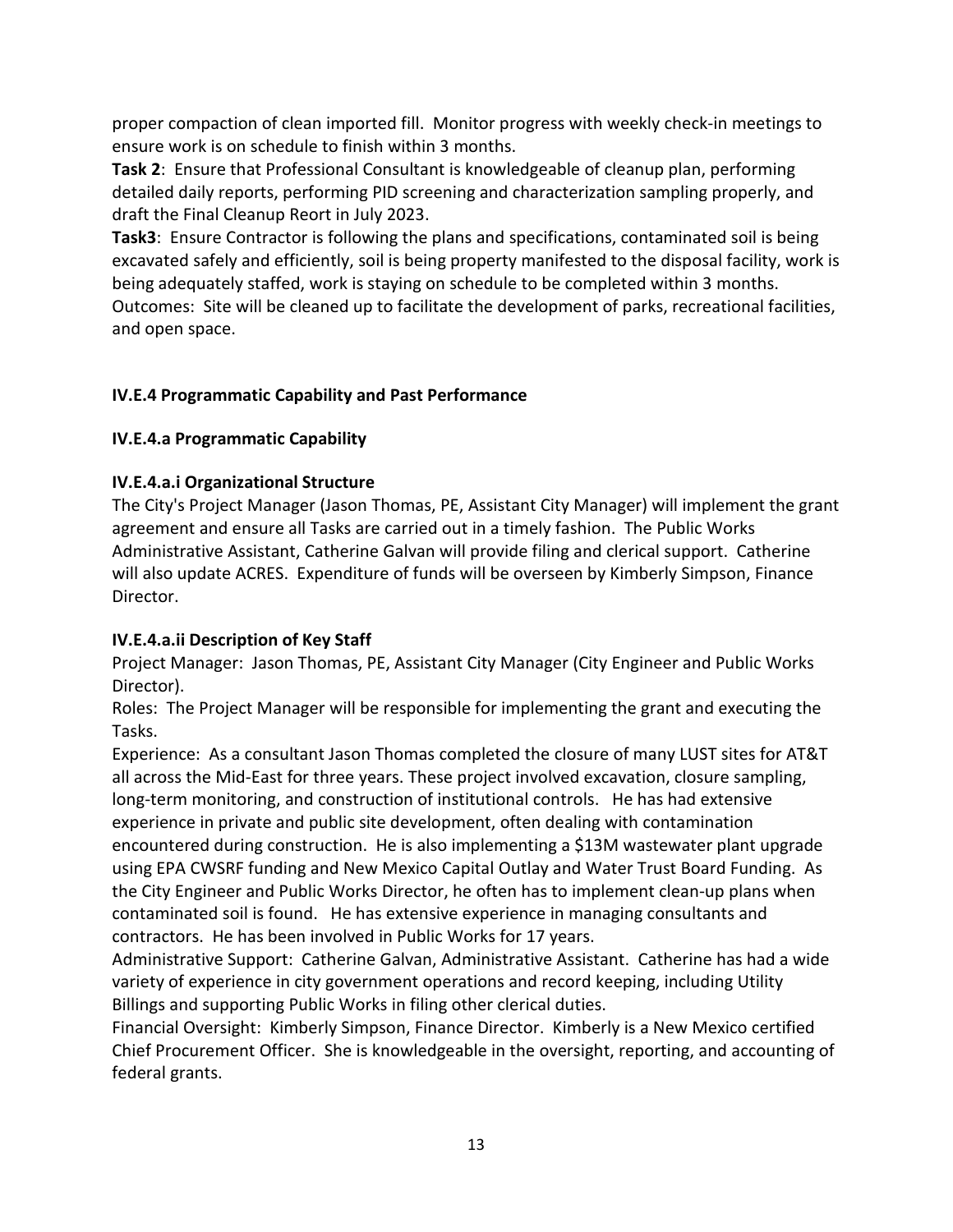proper compaction of clean imported fill. Monitor progress with weekly check-in meetings to ensure work is on schedule to finish within 3 months.

**Task 2**: Ensure that Professional Consultant is knowledgeable of cleanup plan, performing detailed daily reports, performing PID screening and characterization sampling properly, and draft the Final Cleanup Reort in July 2023.

**Task3**: Ensure Contractor is following the plans and specifications, contaminated soil is being excavated safely and efficiently, soil is being property manifested to the disposal facility, work is being adequately staffed, work is staying on schedule to be completed within 3 months.

Outcomes: Site will be cleaned up to facilitate the development of parks, recreational facilities, and open space.

**IV.E.4 Programmatic Capability and Past Performance**

**IV.E.4.a Programmatic Capability**

**IV.E.4.a.i Organizational Structure**

The City's Project Manager (Jason Thomas, PE, Assistant City Manager) will implement the grant agreement and ensure all Tasks are carried out in a timely fashion. The Public Works Administrative Assistant, Catherine Galvan will provide filing and clerical support. Catherine will also update ACRES. Expenditure of funds will be overseen by Kimberly Simpson, Finance Director.

**IV.E.4.a.ii Description of Key Staff**

Project Manager: Jason Thomas, PE, Assistant City Manager (City Engineer and Public Works Director).

Roles: The Project Manager will be responsible for implementing the grant and executing the Tasks.

Experience: As a consultant Jason Thomas completed the closure of many LUST sites for AT&T all across the Mid-East for three years. These project involved excavation, closure sampling, long-term monitoring, and construction of institutional controls. He has had extensive experience in private and public site development, often dealing with contamination encountered during construction. He is also implementing a $13M wastewater plant upgrade using EPA CWSRF funding and New Mexico Capital Outlay and Water Trust Board Funding. As the City Engineer and Public Works Director, he often has to implement clean-up plans when contaminated soil is found. He has extensive experience in managing consultants and contractors. He has been involved in Public Works for 17 years.

Administrative Support: Catherine Galvan, Administrative Assistant. Catherine has had a wide variety of experience in city government operations and record keeping, including Utility Billings and supporting Public Works in filing other clerical duties.

Financial Oversight: Kimberly Simpson, Finance Director. Kimberly is a New Mexico certified Chief Procurement Officer. She is knowledgeable in the oversight, reporting, and accounting of federal grants.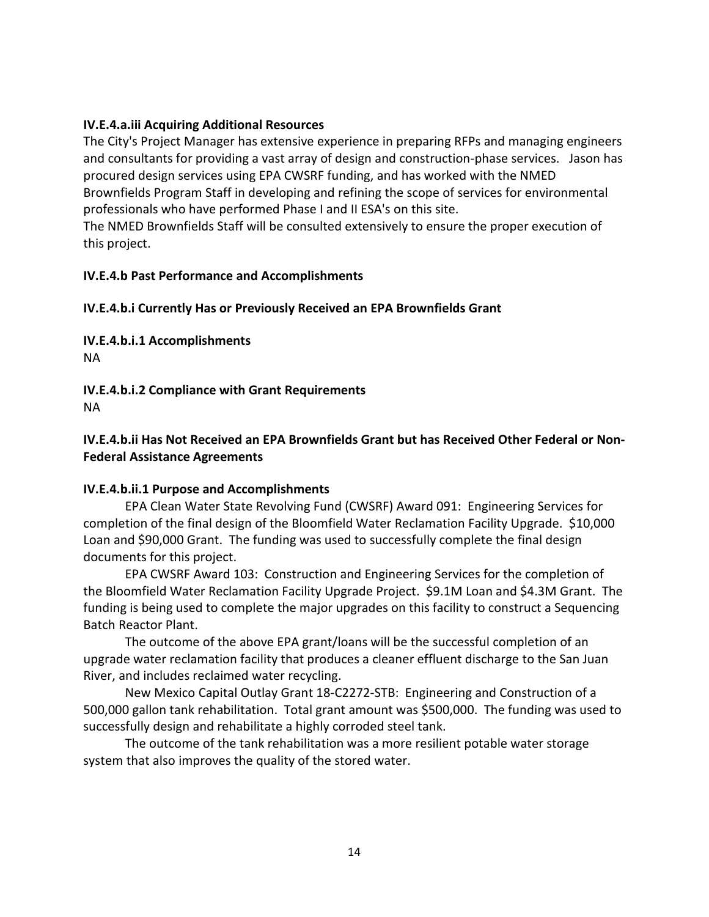**IV.E.4.a.iii Acquiring Additional Resources**

The City's Project Manager has extensive experience in preparing RFPs and managing engineers and consultants for providing a vast array of design and construction-phase services. Jason has procured design services using EPA CWSRF funding, and has worked with the NMED Brownfields Program Staff in developing and refining the scope of services for environmental professionals who have performed Phase I and II ESA's on this site.

The NMED Brownfields Staff will be consulted extensively to ensure the proper execution of this project.

**IV.E.4.b Past Performance and Accomplishments**

**IV.E.4.b.i Currently Has or Previously Received an EPA Brownfields Grant**

**IV.E.4.b.i.1 Accomplishments**

NA

**IV.E.4.b.i.2 Compliance with Grant Requirements**

NA

**IV.E.4.b.ii Has Not Received an EPA Brownfields Grant but has Received Other Federal or Non-Federal Assistance Agreements**

**IV.E.4.b.ii.1 Purpose and Accomplishments**

EPA Clean Water State Revolving Fund (CWSRF) Award 091: Engineering Services for completion of the final design of the Bloomfield Water Reclamation Facility Upgrade. $10,000 Loan and $90,000 Grant. The funding was used to successfully complete the final design documents for this project.

EPA CWSRF Award 103: Construction and Engineering Services for the completion of the Bloomfield Water Reclamation Facility Upgrade Project. $9.1M Loan and $4.3M Grant. The funding is being used to complete the major upgrades on this facility to construct a Sequencing Batch Reactor Plant.

The outcome of the above EPA grant/loans will be the successful completion of an upgrade water reclamation facility that produces a cleaner effluent discharge to the San Juan River, and includes reclaimed water recycling.

New Mexico Capital Outlay Grant 18-C2272-STB: Engineering and Construction of a 500,000 gallon tank rehabilitation. Total grant amount was $500,000. The funding was used to successfully design and rehabilitate a highly corroded steel tank.

The outcome of the tank rehabilitation was a more resilient potable water storage system that also improves the quality of the stored water.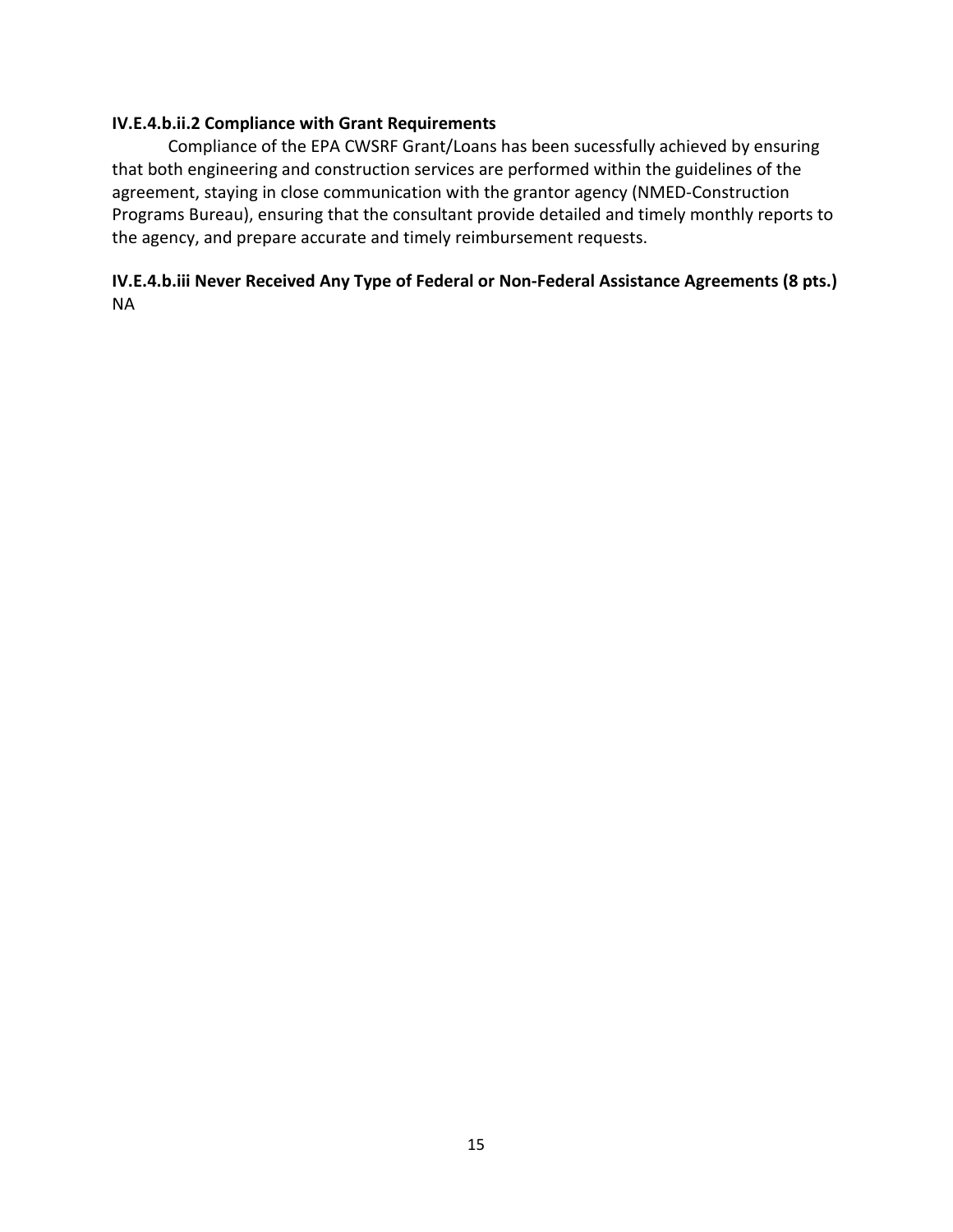**IV.E.4.b.ii.2 Compliance with Grant Requirements**

Compliance of the EPA CWSRF Grant/Loans has been sucessfully achieved by ensuring that both engineering and construction services are performed within the guidelines of the agreement, staying in close communication with the grantor agency (NMED-Construction Programs Bureau), ensuring that the consultant provide detailed and timely monthly reports to the agency, and prepare accurate and timely reimbursement requests.

**IV.E.4.b.iii Never Received Any Type of Federal or Non-Federal Assistance Agreements (8 pts.)**

NA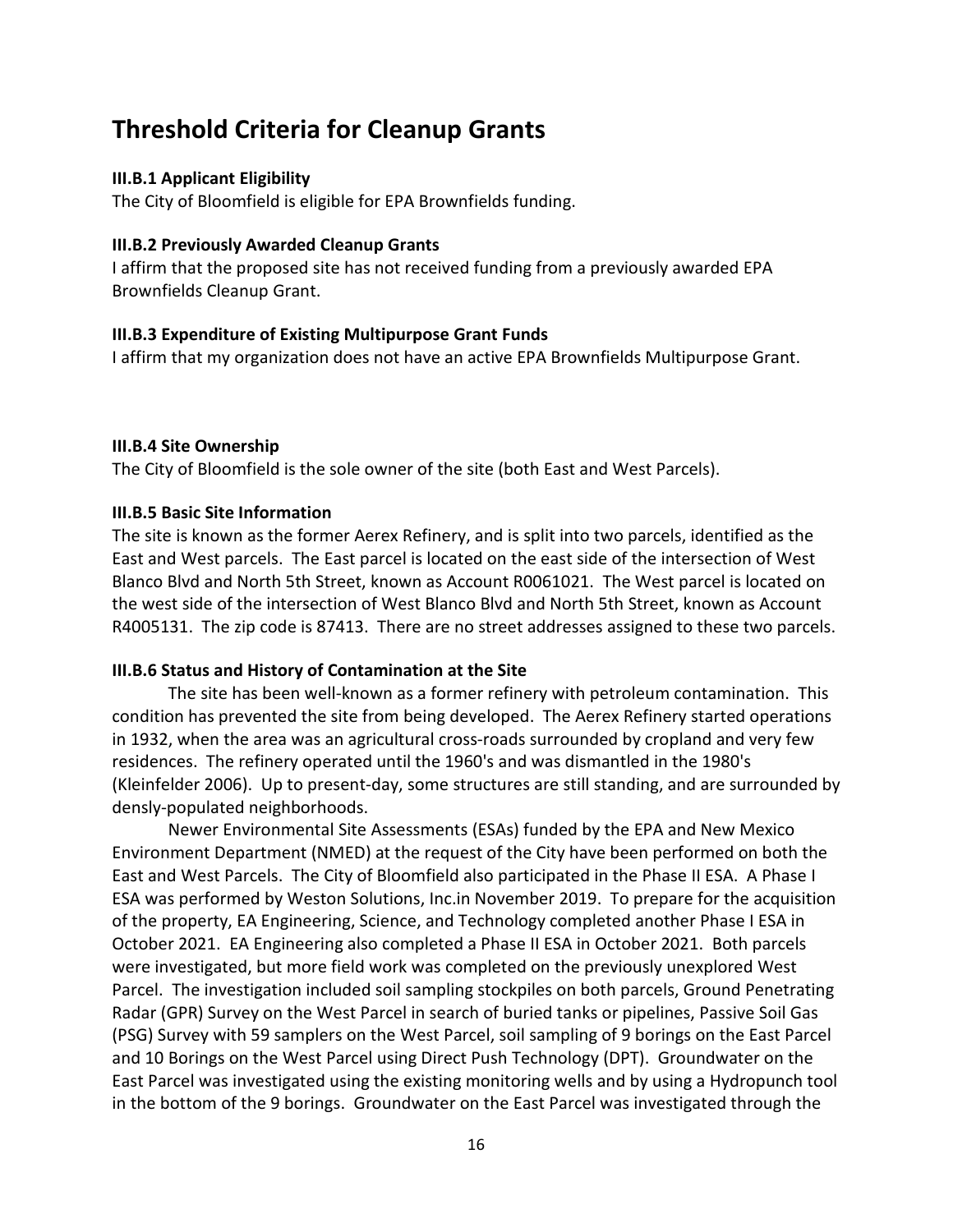# Threshold Criteria for Cleanup Grants

**III.B.1 Applicant Eligibility**
The City of Bloomfield is eligible for EPA Brownfields funding.

**III.B.2 Previously Awarded Cleanup Grants**
I affirm that the proposed site has not received funding from a previously awarded EPA Brownfields Cleanup Grant.

**III.B.3 Expenditure of Existing Multipurpose Grant Funds**
I affirm that my organization does not have an active EPA Brownfields Multipurpose Grant.

**III.B.4 Site Ownership**
The City of Bloomfield is the sole owner of the site (both East and West Parcels).

**III.B.5 Basic Site Information**
The site is known as the former Aerex Refinery, and is split into two parcels, identified as the East and West parcels. The East parcel is located on the east side of the intersection of West Blanco Blvd and North 5th Street, known as Account R0061021. The West parcel is located on the west side of the intersection of West Blanco Blvd and North 5th Street, known as Account R4005131. The zip code is 87413. There are no street addresses assigned to these two parcels.

**III.B.6 Status and History of Contamination at the Site**

The site has been well-known as a former refinery with petroleum contamination. This condition has prevented the site from being developed. The Aerex Refinery started operations in 1932, when the area was an agricultural cross-roads surrounded by cropland and very few residences. The refinery operated until the 1960's and was dismantled in the 1980's (Kleinfelder 2006). Up to present-day, some structures are still standing, and are surrounded by densly-populated neighborhoods.

Newer Environmental Site Assessments (ESAs) funded by the EPA and New Mexico Environment Department (NMED) at the request of the City have been performed on both the East and West Parcels. The City of Bloomfield also participated in the Phase II ESA. A Phase I ESA was performed by Weston Solutions, Inc.in November 2019. To prepare for the acquisition of the property, EA Engineering, Science, and Technology completed another Phase I ESA in October 2021. EA Engineering also completed a Phase II ESA in October 2021. Both parcels were investigated, but more field work was completed on the previously unexplored West Parcel. The investigation included soil sampling stockpiles on both parcels, Ground Penetrating Radar (GPR) Survey on the West Parcel in search of buried tanks or pipelines, Passive Soil Gas (PSG) Survey with 59 samplers on the West Parcel, soil sampling of 9 borings on the East Parcel and 10 Borings on the West Parcel using Direct Push Technology (DPT). Groundwater on the East Parcel was investigated using the existing monitoring wells and by using a Hydropunch tool in the bottom of the 9 borings. Groundwater on the East Parcel was investigated through the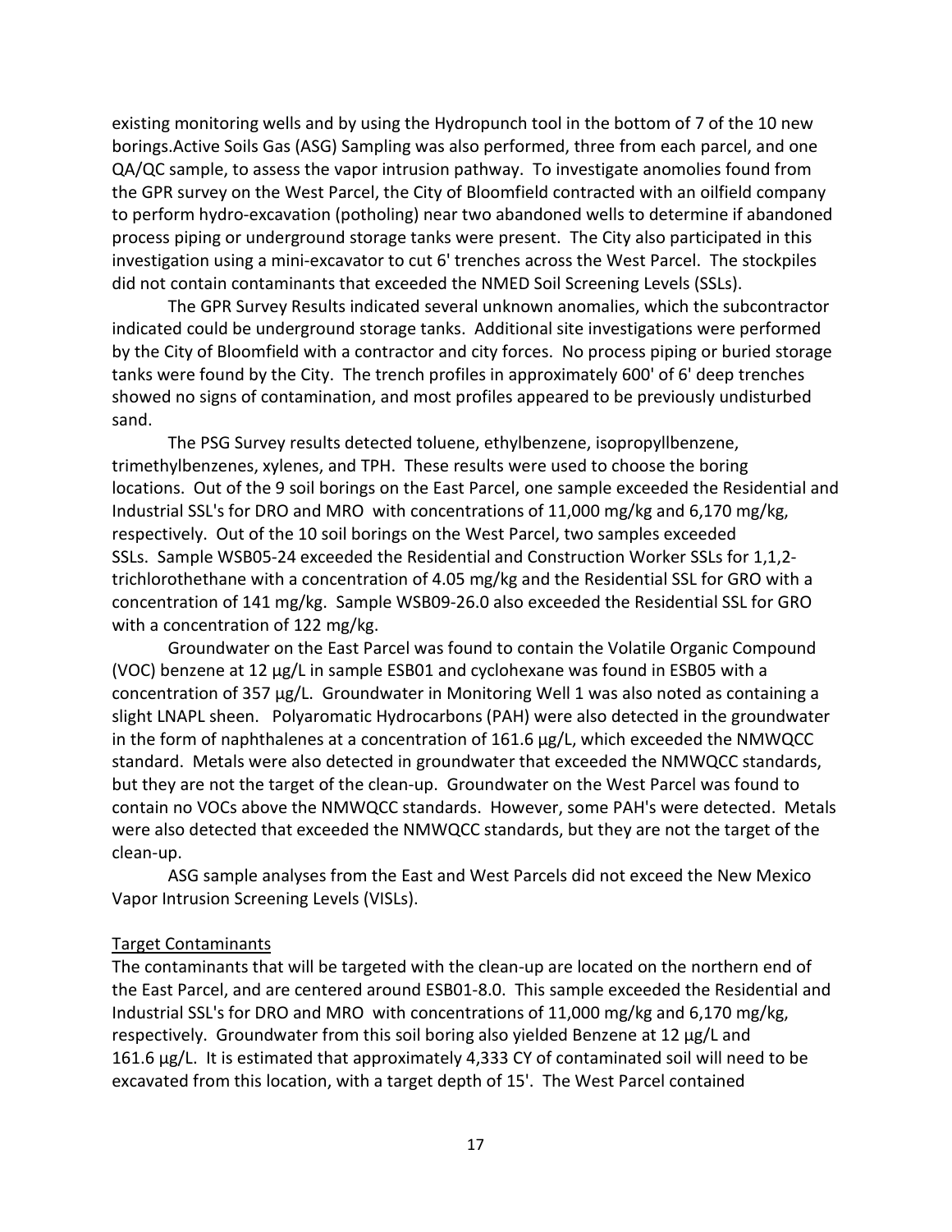existing monitoring wells and by using the Hydropunch tool in the bottom of 7 of the 10 new borings.Active Soils Gas (ASG) Sampling was also performed, three from each parcel, and one QA/QC sample, to assess the vapor intrusion pathway. To investigate anomolies found from the GPR survey on the West Parcel, the City of Bloomfield contracted with an oilfield company to perform hydro-excavation (potholing) near two abandoned wells to determine if abandoned process piping or underground storage tanks were present. The City also participated in this investigation using a mini-excavator to cut 6' trenches across the West Parcel. The stockpiles did not contain contaminants that exceeded the NMED Soil Screening Levels (SSLs).

The GPR Survey Results indicated several unknown anomalies, which the subcontractor indicated could be underground storage tanks. Additional site investigations were performed by the City of Bloomfield with a contractor and city forces. No process piping or buried storage tanks were found by the City. The trench profiles in approximately 600' of 6' deep trenches showed no signs of contamination, and most profiles appeared to be previously undisturbed sand.

The PSG Survey results detected toluene, ethylbenzene, isopropyllbenzene, trimethylbenzenes, xylenes, and TPH. These results were used to choose the boring locations. Out of the 9 soil borings on the East Parcel, one sample exceeded the Residential and Industrial SSL's for DRO and MRO with concentrations of 11,000 mg/kg and 6,170 mg/kg, respectively. Out of the 10 soil borings on the West Parcel, two samples exceeded SSLs. Sample WSB05-24 exceeded the Residential and Construction Worker SSLs for 1,1,2-trichlorothethane with a concentration of 4.05 mg/kg and the Residential SSL for GRO with a concentration of 141 mg/kg. Sample WSB09-26.0 also exceeded the Residential SSL for GRO with a concentration of 122 mg/kg.

Groundwater on the East Parcel was found to contain the Volatile Organic Compound (VOC) benzene at 12 µg/L in sample ESB01 and cyclohexane was found in ESB05 with a concentration of 357 µg/L. Groundwater in Monitoring Well 1 was also noted as containing a slight LNAPL sheen. Polyaromatic Hydrocarbons (PAH) were also detected in the groundwater in the form of naphthalenes at a concentration of 161.6 µg/L, which exceeded the NMWQCC standard. Metals were also detected in groundwater that exceeded the NMWQCC standards, but they are not the target of the clean-up. Groundwater on the West Parcel was found to contain no VOCs above the NMWQCC standards. However, some PAH's were detected. Metals were also detected that exceeded the NMWQCC standards, but they are not the target of the clean-up.

ASG sample analyses from the East and West Parcels did not exceed the New Mexico Vapor Intrusion Screening Levels (VISLs).

<u>Target Contaminants</u>

The contaminants that will be targeted with the clean-up are located on the northern end of the East Parcel, and are centered around ESB01-8.0. This sample exceeded the Residential and Industrial SSL's for DRO and MRO with concentrations of 11,000 mg/kg and 6,170 mg/kg, respectively. Groundwater from this soil boring also yielded Benzene at 12 µg/L and 161.6 µg/L. It is estimated that approximately 4,333 CY of contaminated soil will need to be excavated from this location, with a target depth of 15'. The West Parcel contained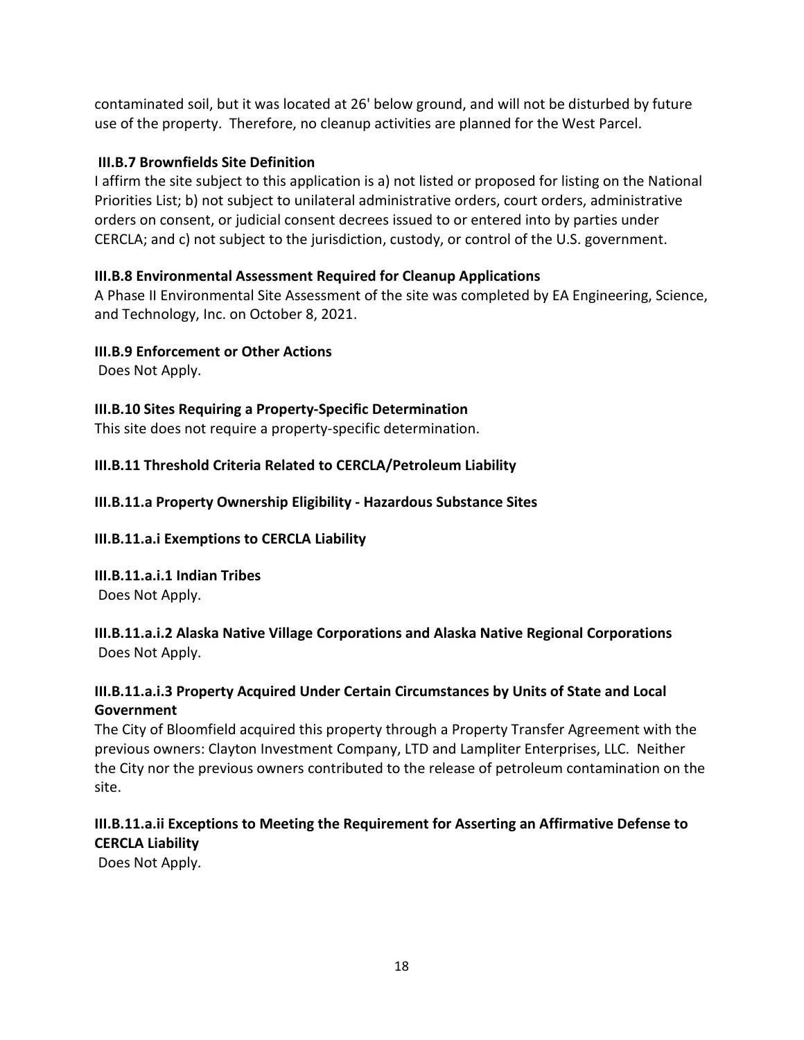contaminated soil, but it was located at 26' below ground, and will not be disturbed by future use of the property. Therefore, no cleanup activities are planned for the West Parcel.

**III.B.7 Brownfields Site Definition**

I affirm the site subject to this application is a) not listed or proposed for listing on the National Priorities List; b) not subject to unilateral administrative orders, court orders, administrative orders on consent, or judicial consent decrees issued to or entered into by parties under CERCLA; and c) not subject to the jurisdiction, custody, or control of the U.S. government.

**III.B.8 Environmental Assessment Required for Cleanup Applications**

A Phase II Environmental Site Assessment of the site was completed by EA Engineering, Science, and Technology, Inc. on October 8, 2021.

**III.B.9 Enforcement or Other Actions**

Does Not Apply.

**III.B.10 Sites Requiring a Property-Specific Determination**

This site does not require a property-specific determination.

**III.B.11 Threshold Criteria Related to CERCLA/Petroleum Liability**

**III.B.11.a Property Ownership Eligibility - Hazardous Substance Sites**

**III.B.11.a.i Exemptions to CERCLA Liability**

**III.B.11.a.i.1 Indian Tribes**

Does Not Apply.

**III.B.11.a.i.2 Alaska Native Village Corporations and Alaska Native Regional Corporations**

Does Not Apply.

**III.B.11.a.i.3 Property Acquired Under Certain Circumstances by Units of State and Local Government**

The City of Bloomfield acquired this property through a Property Transfer Agreement with the previous owners: Clayton Investment Company, LTD and Lampliter Enterprises, LLC. Neither the City nor the previous owners contributed to the release of petroleum contamination on the site.

**III.B.11.a.ii Exceptions to Meeting the Requirement for Asserting an Affirmative Defense to CERCLA Liability**

Does Not Apply.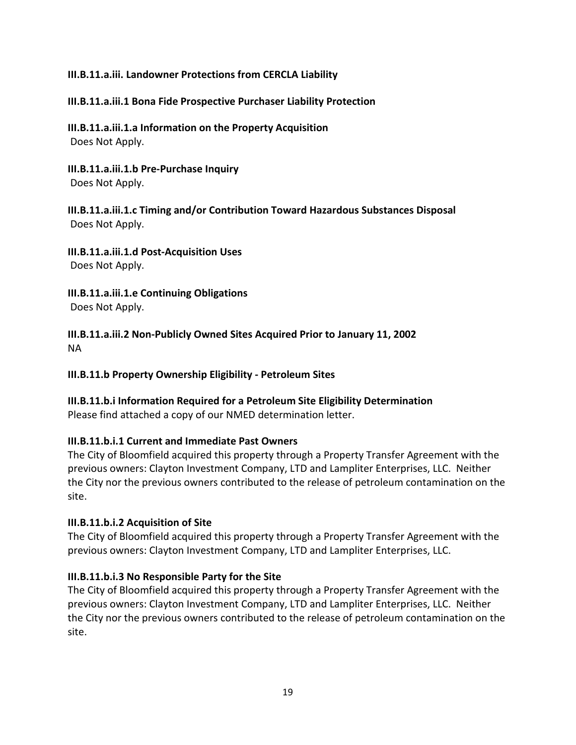**III.B.11.a.iii. Landowner Protections from CERCLA Liability**

**III.B.11.a.iii.1 Bona Fide Prospective Purchaser Liability Protection**

**III.B.11.a.iii.1.a Information on the Property Acquisition**
Does Not Apply.

**III.B.11.a.iii.1.b Pre-Purchase Inquiry**
Does Not Apply.

**III.B.11.a.iii.1.c Timing and/or Contribution Toward Hazardous Substances Disposal**
Does Not Apply.

**III.B.11.a.iii.1.d Post-Acquisition Uses**
Does Not Apply.

**III.B.11.a.iii.1.e Continuing Obligations**
Does Not Apply.

**III.B.11.a.iii.2 Non-Publicly Owned Sites Acquired Prior to January 11, 2002**
NA

**III.B.11.b Property Ownership Eligibility - Petroleum Sites**

**III.B.11.b.i Information Required for a Petroleum Site Eligibility Determination**
Please find attached a copy of our NMED determination letter.

**III.B.11.b.i.1 Current and Immediate Past Owners**
The City of Bloomfield acquired this property through a Property Transfer Agreement with the previous owners: Clayton Investment Company, LTD and Lampliter Enterprises, LLC. Neither the City nor the previous owners contributed to the release of petroleum contamination on the site.

**III.B.11.b.i.2 Acquisition of Site**
The City of Bloomfield acquired this property through a Property Transfer Agreement with the previous owners: Clayton Investment Company, LTD and Lampliter Enterprises, LLC.

**III.B.11.b.i.3 No Responsible Party for the Site**
The City of Bloomfield acquired this property through a Property Transfer Agreement with the previous owners: Clayton Investment Company, LTD and Lampliter Enterprises, LLC. Neither the City nor the previous owners contributed to the release of petroleum contamination on the site.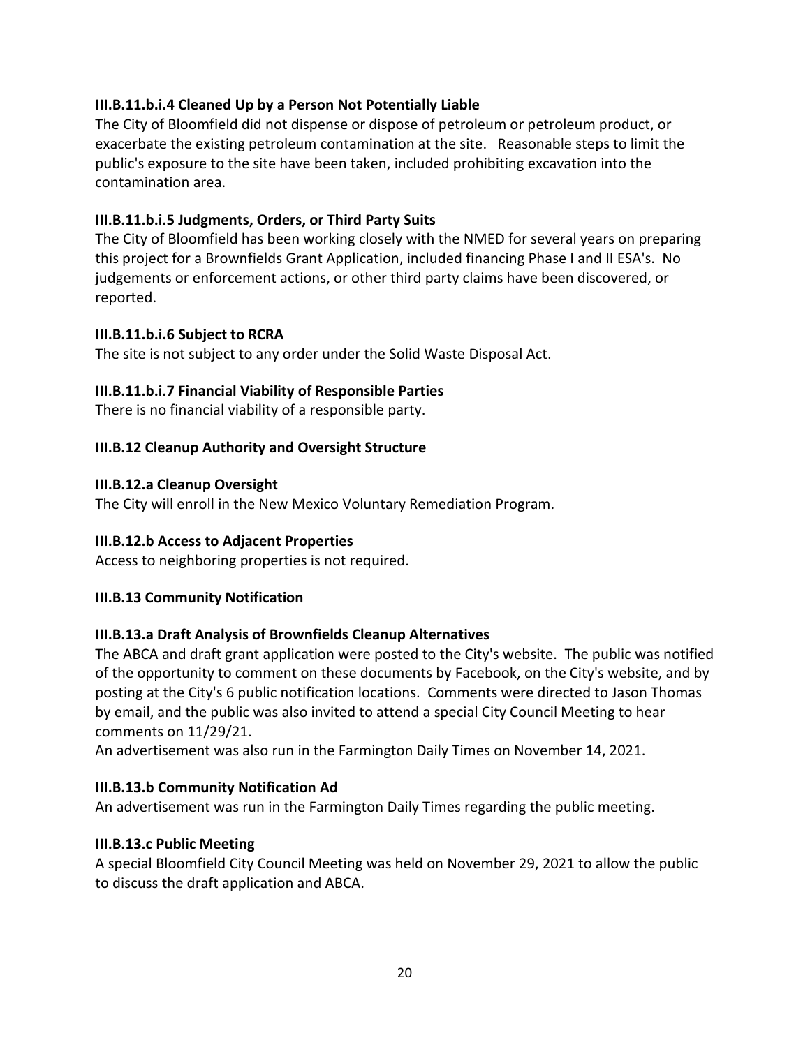**III.B.11.b.i.4 Cleaned Up by a Person Not Potentially Liable**

The City of Bloomfield did not dispense or dispose of petroleum or petroleum product, or exacerbate the existing petroleum contamination at the site. Reasonable steps to limit the public's exposure to the site have been taken, included prohibiting excavation into the contamination area.

**III.B.11.b.i.5 Judgments, Orders, or Third Party Suits**

The City of Bloomfield has been working closely with the NMED for several years on preparing this project for a Brownfields Grant Application, included financing Phase I and II ESA's. No judgements or enforcement actions, or other third party claims have been discovered, or reported.

**III.B.11.b.i.6 Subject to RCRA**

The site is not subject to any order under the Solid Waste Disposal Act.

**III.B.11.b.i.7 Financial Viability of Responsible Parties**

There is no financial viability of a responsible party.

**III.B.12 Cleanup Authority and Oversight Structure**

**III.B.12.a Cleanup Oversight**

The City will enroll in the New Mexico Voluntary Remediation Program.

**III.B.12.b Access to Adjacent Properties**

Access to neighboring properties is not required.

**III.B.13 Community Notification**

**III.B.13.a Draft Analysis of Brownfields Cleanup Alternatives**

The ABCA and draft grant application were posted to the City's website. The public was notified of the opportunity to comment on these documents by Facebook, on the City's website, and by posting at the City's 6 public notification locations. Comments were directed to Jason Thomas by email, and the public was also invited to attend a special City Council Meeting to hear comments on 11/29/21.

An advertisement was also run in the Farmington Daily Times on November 14, 2021.

**III.B.13.b Community Notification Ad**

An advertisement was run in the Farmington Daily Times regarding the public meeting.

**III.B.13.c Public Meeting**

A special Bloomfield City Council Meeting was held on November 29, 2021 to allow the public to discuss the draft application and ABCA.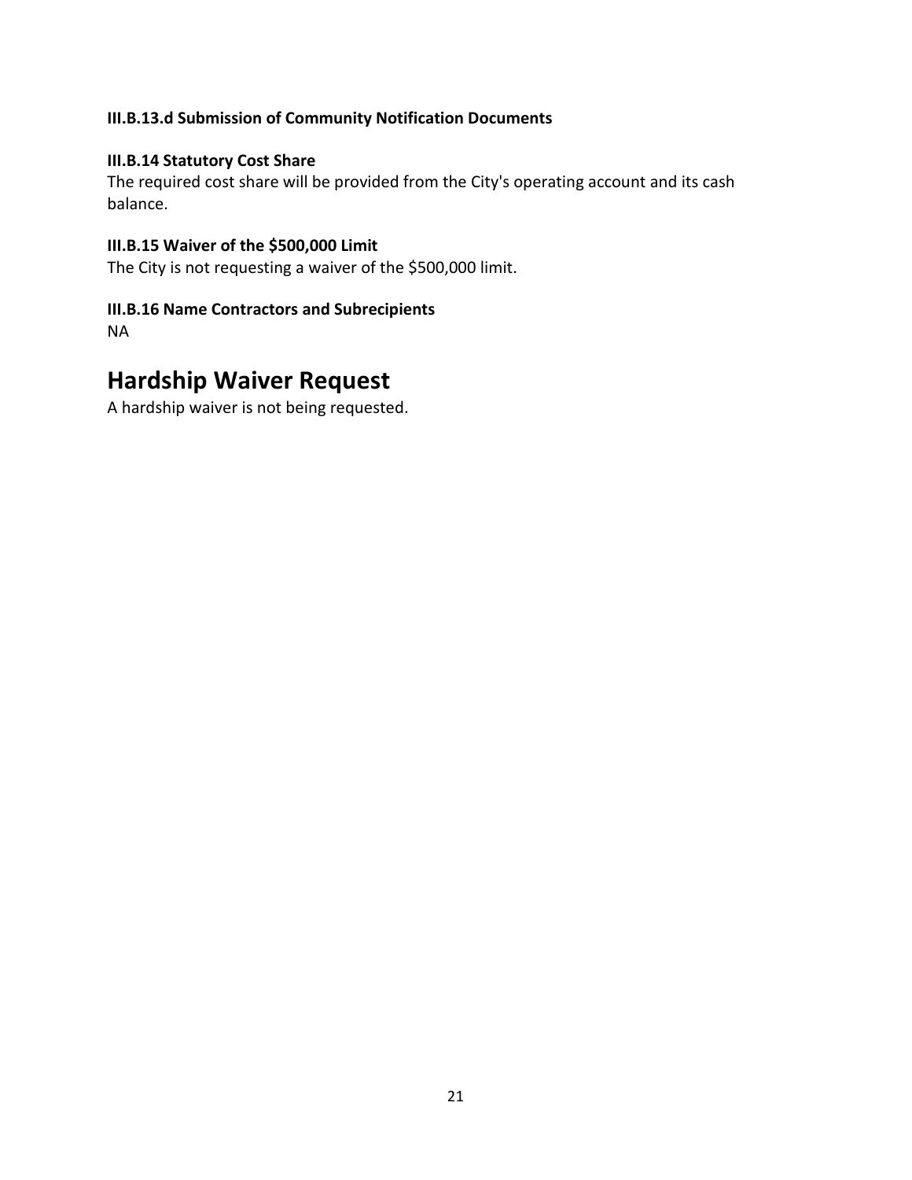#### III.B.13.d Submission of Community Notification Documents

#### III.B.14 Statutory Cost Share

The required cost share will be provided from the City's operating account and its cash balance.

#### III.B.15 Waiver of the $500,000 Limit

The City is not requesting a waiver of the $500,000 limit.

#### III.B.16 Name Contractors and Subrecipients

NA

# Hardship Waiver Request

A hardship waiver is not being requested.